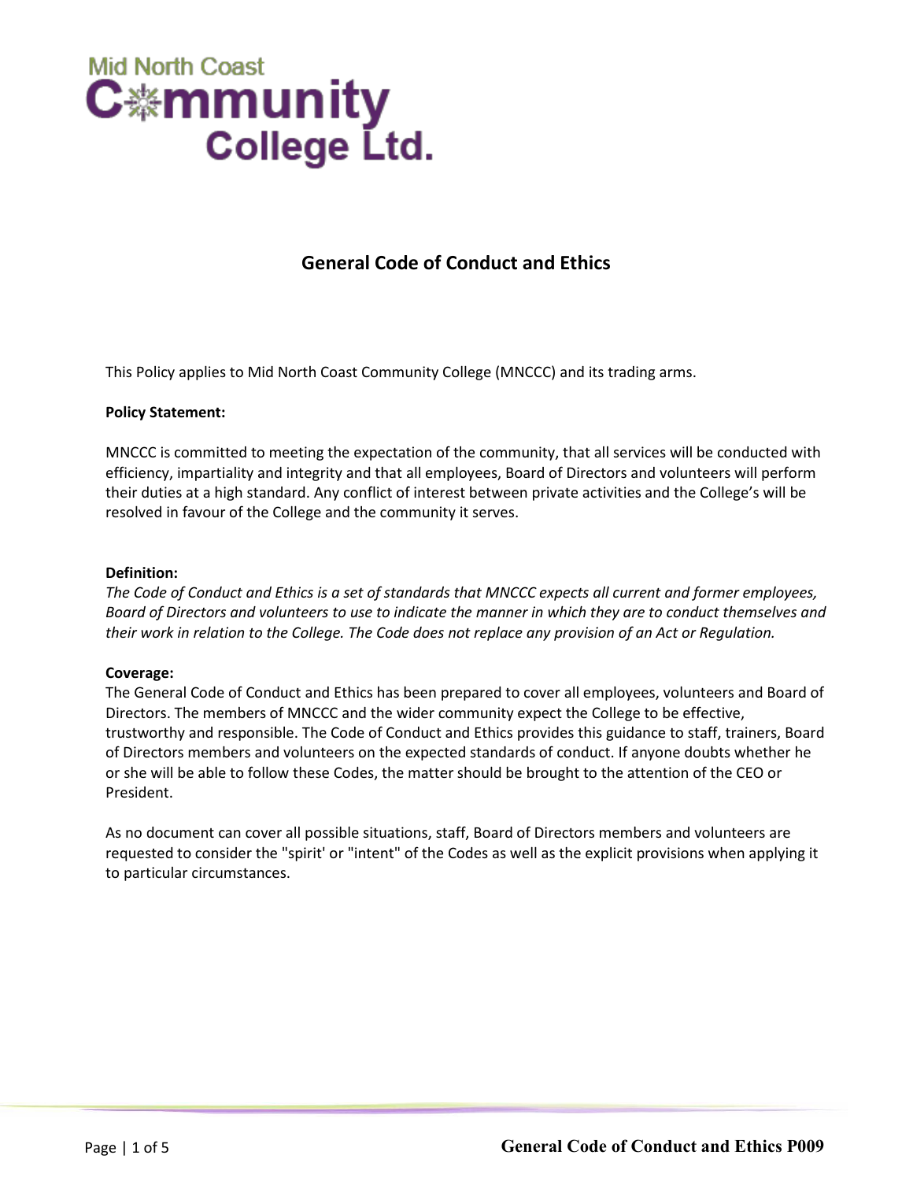Mid North Coast Community College Ltd.

# General Code of Conduct and Ethics

This Policy applies to Mid North Coast Community College (MNCCC) and its trading arms.

**Policy Statement:**

MNCCC is committed to meeting the expectation of the community, that all services will be conducted with efficiency, impartiality and integrity and that all employees, Board of Directors and volunteers will perform their duties at a high standard. Any conflict of interest between private activities and the College's will be resolved in favour of the College and the community it serves.

**Definition:**

*The Code of Conduct and Ethics is a set of standards that MNCCC expects all current and former employees, Board of Directors and volunteers to use to indicate the manner in which they are to conduct themselves and their work in relation to the College. The Code does not replace any provision of an Act or Regulation.*

**Coverage:**

The General Code of Conduct and Ethics has been prepared to cover all employees, volunteers and Board of Directors. The members of MNCCC and the wider community expect the College to be effective, trustworthy and responsible. The Code of Conduct and Ethics provides this guidance to staff, trainers, Board of Directors members and volunteers on the expected standards of conduct. If anyone doubts whether he or she will be able to follow these Codes, the matter should be brought to the attention of the CEO or President.

As no document can cover all possible situations, staff, Board of Directors members and volunteers are requested to consider the "spirit' or "intent" of the Codes as well as the explicit provisions when applying it to particular circumstances.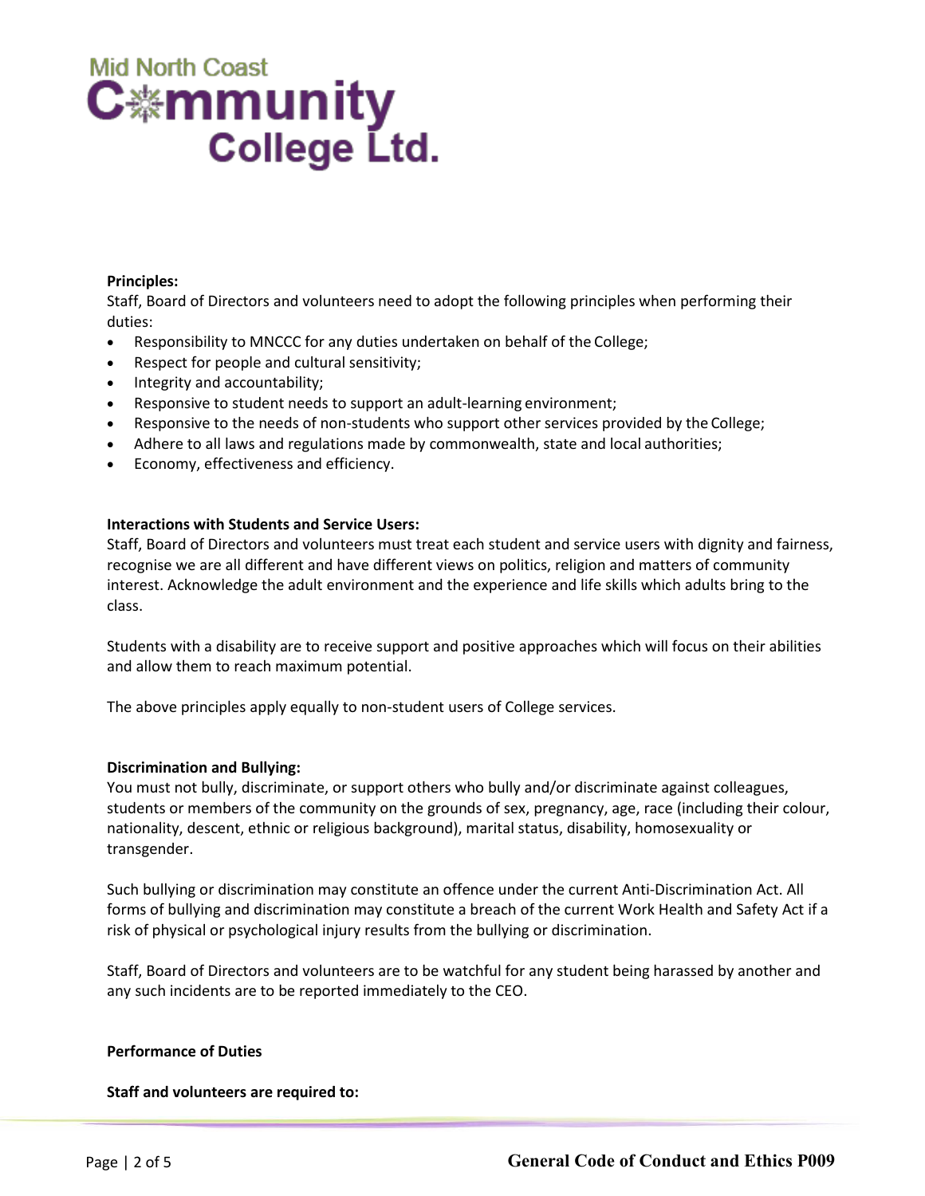**Principles:**

Staff, Board of Directors and volunteers need to adopt the following principles when performing their duties:

- Responsibility to MNCCC for any duties undertaken on behalf of the College;
- Respect for people and cultural sensitivity;
- Integrity and accountability;
- Responsive to student needs to support an adult-learning environment;
- Responsive to the needs of non-students who support other services provided by the College;
- Adhere to all laws and regulations made by commonwealth, state and local authorities;
- Economy, effectiveness and efficiency.

**Interactions with Students and Service Users:**

Staff, Board of Directors and volunteers must treat each student and service users with dignity and fairness, recognise we are all different and have different views on politics, religion and matters of community interest. Acknowledge the adult environment and the experience and life skills which adults bring to the class.

Students with a disability are to receive support and positive approaches which will focus on their abilities and allow them to reach maximum potential.

The above principles apply equally to non-student users of College services.

**Discrimination and Bullying:**

You must not bully, discriminate, or support others who bully and/or discriminate against colleagues, students or members of the community on the grounds of sex, pregnancy, age, race (including their colour, nationality, descent, ethnic or religious background), marital status, disability, homosexuality or transgender.

Such bullying or discrimination may constitute an offence under the current Anti-Discrimination Act. All forms of bullying and discrimination may constitute a breach of the current Work Health and Safety Act if a risk of physical or psychological injury results from the bullying or discrimination.

Staff, Board of Directors and volunteers are to be watchful for any student being harassed by another and any such incidents are to be reported immediately to the CEO.

**Performance of Duties**

**Staff and volunteers are required to:**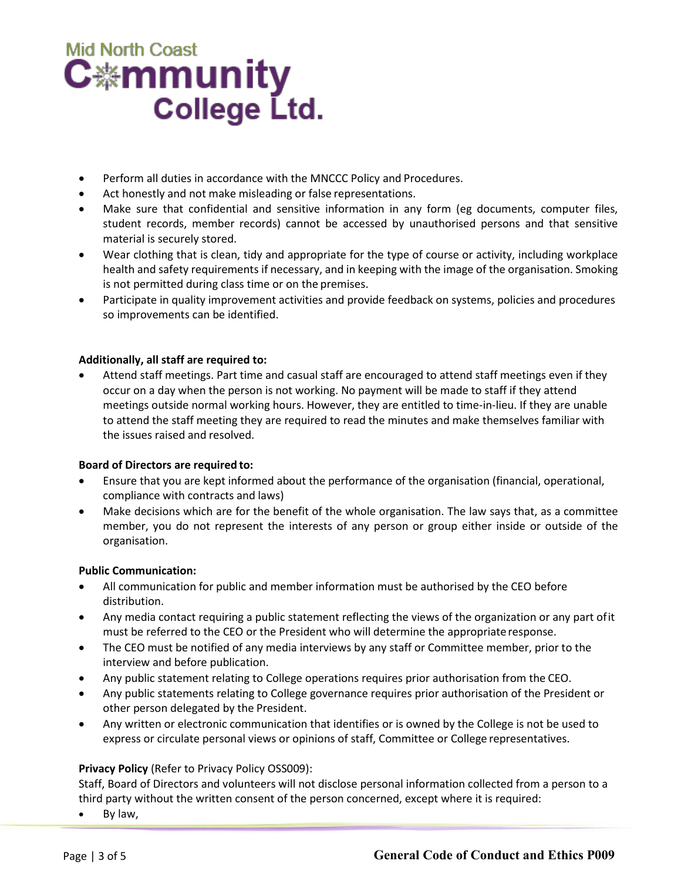- Perform all duties in accordance with the MNCCC Policy and Procedures.
- Act honestly and not make misleading or false representations.
- Make sure that confidential and sensitive information in any form (eg documents, computer files, student records, member records) cannot be accessed by unauthorised persons and that sensitive material is securely stored.
- Wear clothing that is clean, tidy and appropriate for the type of course or activity, including workplace health and safety requirements if necessary, and in keeping with the image of the organisation. Smoking is not permitted during class time or on the premises.
- Participate in quality improvement activities and provide feedback on systems, policies and procedures so improvements can be identified.

**Additionally, all staff are required to:**

- Attend staff meetings. Part time and casual staff are encouraged to attend staff meetings even if they occur on a day when the person is not working. No payment will be made to staff if they attend meetings outside normal working hours. However, they are entitled to time-in-lieu. If they are unable to attend the staff meeting they are required to read the minutes and make themselves familiar with the issues raised and resolved.

**Board of Directors are required to:**

- Ensure that you are kept informed about the performance of the organisation (financial, operational, compliance with contracts and laws)
- Make decisions which are for the benefit of the whole organisation. The law says that, as a committee member, you do not represent the interests of any person or group either inside or outside of the organisation.

**Public Communication:**

- All communication for public and member information must be authorised by the CEO before distribution.
- Any media contact requiring a public statement reflecting the views of the organization or any part of it must be referred to the CEO or the President who will determine the appropriate response.
- The CEO must be notified of any media interviews by any staff or Committee member, prior to the interview and before publication.
- Any public statement relating to College operations requires prior authorisation from the CEO.
- Any public statements relating to College governance requires prior authorisation of the President or other person delegated by the President.
- Any written or electronic communication that identifies or is owned by the College is not be used to express or circulate personal views or opinions of staff, Committee or College representatives.

**Privacy Policy** (Refer to Privacy Policy OSS009):

Staff, Board of Directors and volunteers will not disclose personal information collected from a person to a third party without the written consent of the person concerned, except where it is required:

- By law,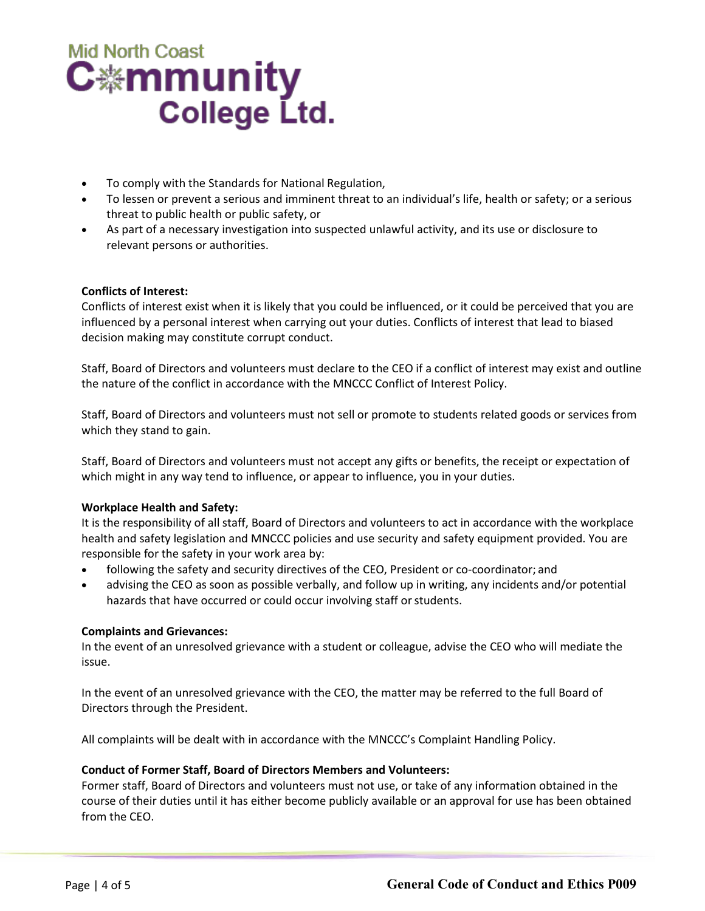- To comply with the Standards for National Regulation,
- To lessen or prevent a serious and imminent threat to an individual's life, health or safety; or a serious threat to public health or public safety, or
- As part of a necessary investigation into suspected unlawful activity, and its use or disclosure to relevant persons or authorities.

**Conflicts of Interest:**
Conflicts of interest exist when it is likely that you could be influenced, or it could be perceived that you are influenced by a personal interest when carrying out your duties. Conflicts of interest that lead to biased decision making may constitute corrupt conduct.

Staff, Board of Directors and volunteers must declare to the CEO if a conflict of interest may exist and outline the nature of the conflict in accordance with the MNCCC Conflict of Interest Policy.

Staff, Board of Directors and volunteers must not sell or promote to students related goods or services from which they stand to gain.

Staff, Board of Directors and volunteers must not accept any gifts or benefits, the receipt or expectation of which might in any way tend to influence, or appear to influence, you in your duties.

**Workplace Health and Safety:**
It is the responsibility of all staff, Board of Directors and volunteers to act in accordance with the workplace health and safety legislation and MNCCC policies and use security and safety equipment provided. You are responsible for the safety in your work area by:

- following the safety and security directives of the CEO, President or co-coordinator; and
- advising the CEO as soon as possible verbally, and follow up in writing, any incidents and/or potential hazards that have occurred or could occur involving staff or students.

**Complaints and Grievances:**
In the event of an unresolved grievance with a student or colleague, advise the CEO who will mediate the issue.

In the event of an unresolved grievance with the CEO, the matter may be referred to the full Board of Directors through the President.

All complaints will be dealt with in accordance with the MNCCC's Complaint Handling Policy.

**Conduct of Former Staff, Board of Directors Members and Volunteers:**
Former staff, Board of Directors and volunteers must not use, or take of any information obtained in the course of their duties until it has either become publicly available or an approval for use has been obtained from the CEO.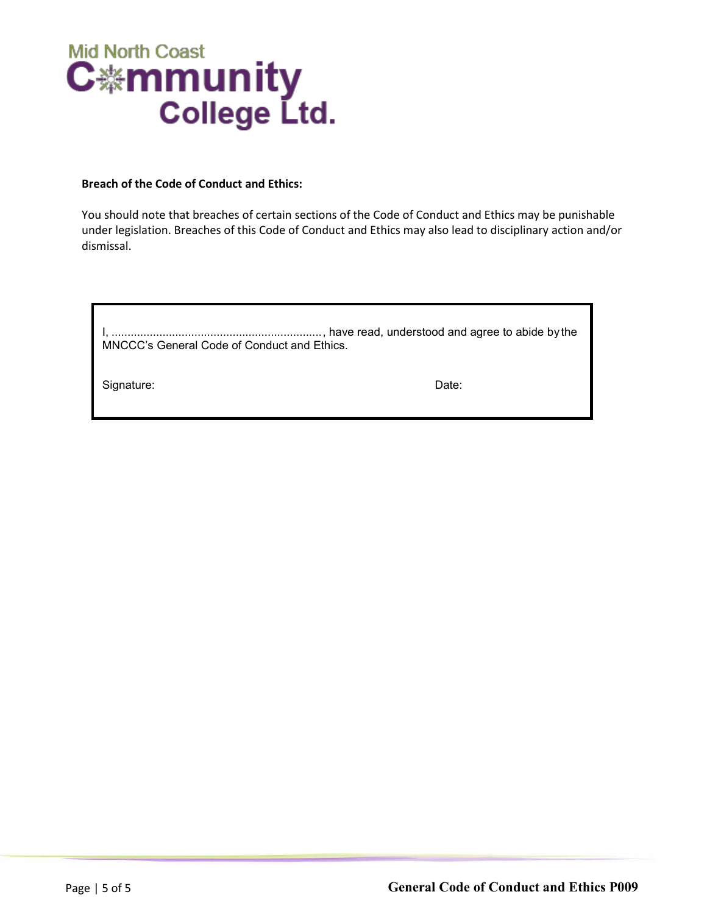**Breach of the Code of Conduct and Ethics:**

You should note that breaches of certain sections of the Code of Conduct and Ethics may be punishable under legislation. Breaches of this Code of Conduct and Ethics may also lead to disciplinary action and/or dismissal.

I, ................................................................, have read, understood and agree to abide by the MNCCC's General Code of Conduct and Ethics.

Signature: Date: